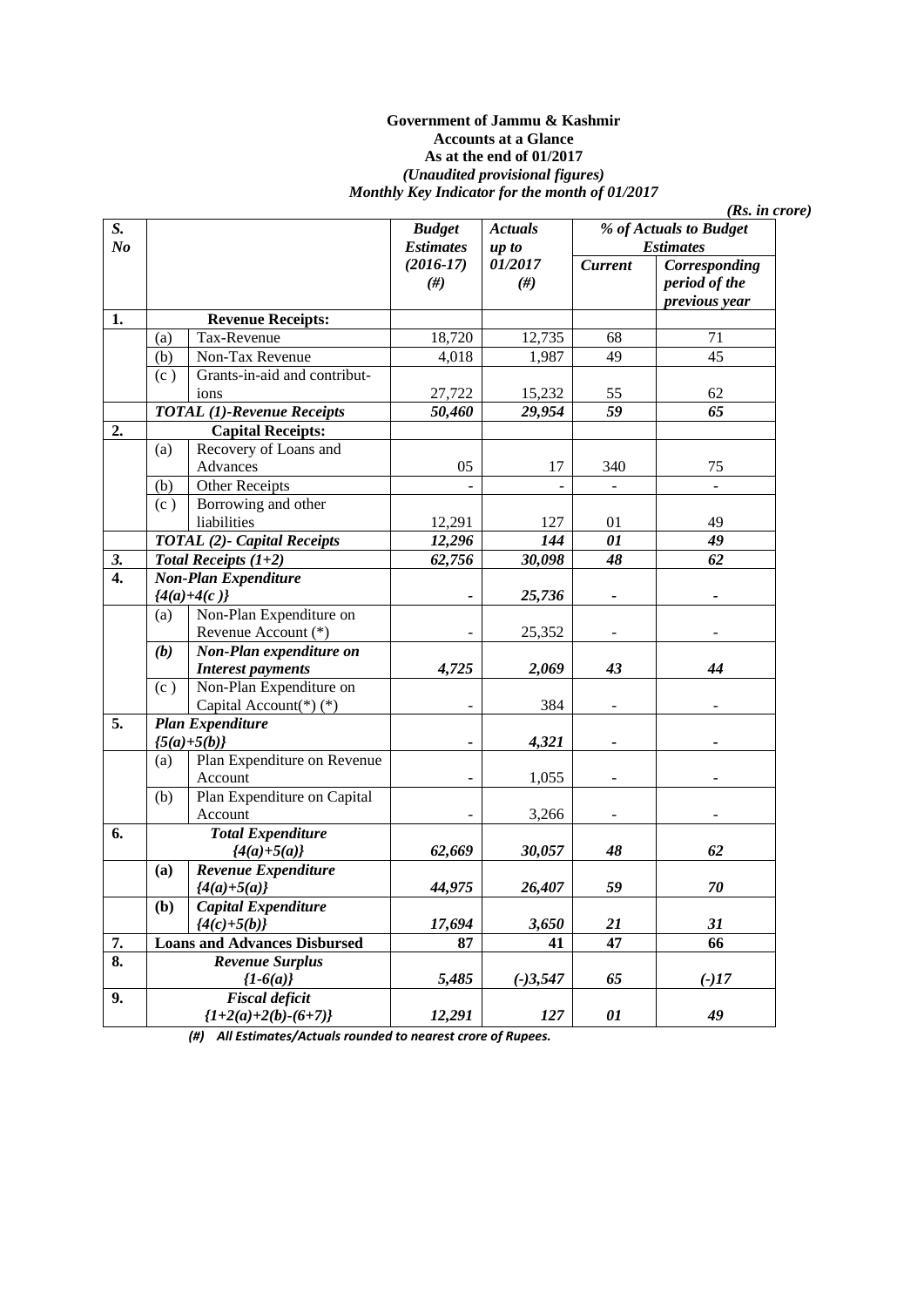**Government of Jammu & Kashmir**
**Accounts at a Glance**
**As at the end of 01/2017**
***(Unaudited provisional figures)***
***Monthly Key Indicator for the month of 01/2017***

***(Rs. in crore)***

| *S. No* | | | *Budget Estimates (2016-17) (#)* | *Actuals up to 01/2017 (#)* | *% of Actuals to Budget Estimates* | |
|---|---|---|---|---|---|---|
| | | | | | *Current* | *Corresponding period of the previous year* |
| **1.** | **Revenue Receipts:** | | | | | |
| | (a) | Tax-Revenue | 18,720 | 12,735 | 68 | 71 |
| | (b) | Non-Tax Revenue | 4,018 | 1,987 | 49 | 45 |
| | (c ) | Grants-in-aid and contributions | 27,722 | 15,232 | 55 | 62 |
| | ***TOTAL (1)-Revenue Receipts*** | | ***50,460*** | ***29,954*** | ***59*** | ***65*** |
| **2.** | **Capital Receipts:** | | | | | |
| | (a) | Recovery of Loans and Advances | 05 | 17 | 340 | 75 |
| | (b) | Other Receipts | - | - | - | - |
| | (c ) | Borrowing and other liabilities | 12,291 | 127 | 01 | 49 |
| | ***TOTAL (2)- Capital Receipts*** | | ***12,296*** | ***144*** | ***01*** | ***49*** |
| ***3.*** | ***Total Receipts (1+2)*** | | ***62,756*** | ***30,098*** | ***48*** | ***62*** |
| **4.** | ***Non-Plan Expenditure {4(a)+4(c )}*** | | - | ***25,736*** | - | - |
| | (a) | Non-Plan Expenditure on Revenue Account (*) | - | 25,352 | - | - |
| | ***(b)*** | ***Non-Plan expenditure on Interest payments*** | ***4,725*** | ***2,069*** | ***43*** | ***44*** |
| | (c ) | Non-Plan Expenditure on Capital Account(*) (*) | - | 384 | - | - |
| **5.** | ***Plan Expenditure {5(a)+5(b)}*** | | - | ***4,321*** | - | - |
| | (a) | Plan Expenditure on Revenue Account | - | 1,055 | - | - |
| | (b) | Plan Expenditure on Capital Account | - | 3,266 | - | - |
| **6.** | ***Total Expenditure {4(a)+5(a)}*** | | ***62,669*** | ***30,057*** | ***48*** | ***62*** |
| | **(a)** | ***Revenue Expenditure {4(a)+5(a)}*** | ***44,975*** | ***26,407*** | ***59*** | ***70*** |
| | **(b)** | ***Capital Expenditure {4(c)+5(b)}*** | ***17,694*** | ***3,650*** | ***21*** | ***31*** |
| **7.** | **Loans and Advances Disbursed** | | **87** | **41** | **47** | **66** |
| **8.** | ***Revenue Surplus {1-6(a)}*** | | ***5,485*** | ***(-)3,547*** | ***65*** | ***(-)17*** |
| **9.** | ***Fiscal deficit {1+2(a)+2(b)-(6+7)}*** | | ***12,291*** | ***127*** | ***01*** | ***49*** |

***(#) All Estimates/Actuals rounded to nearest crore of Rupees.***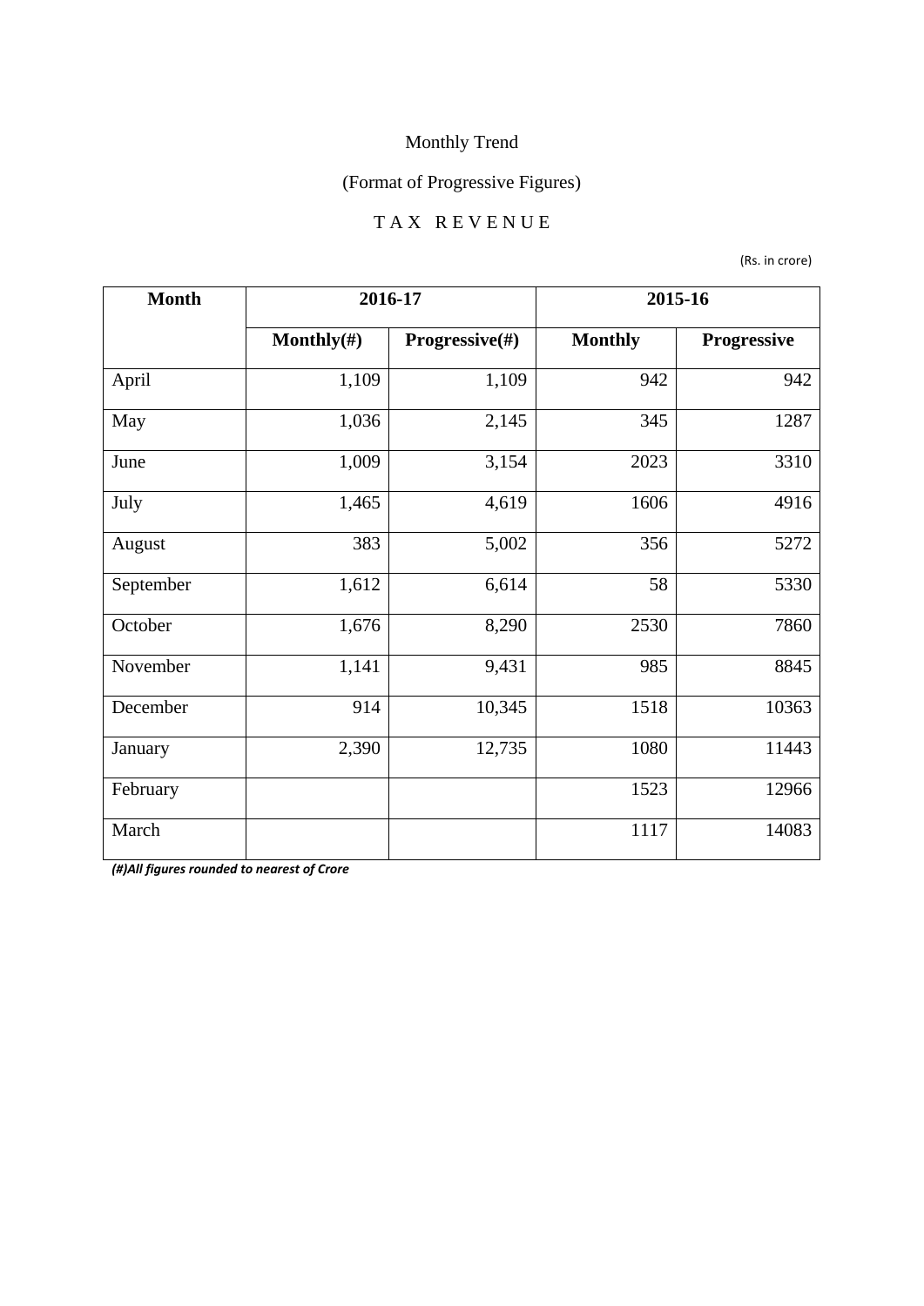Monthly Trend

(Format of Progressive Figures)

T A X   R E V E N U E

(Rs. in crore)

| Month | 2016-17 | | 2015-16 | |
|---|---|---|---|---|
| | Monthly(#) | Progressive(#) | Monthly | Progressive |
| April | 1,109 | 1,109 | 942 | 942 |
| May | 1,036 | 2,145 | 345 | 1287 |
| June | 1,009 | 3,154 | 2023 | 3310 |
| July | 1,465 | 4,619 | 1606 | 4916 |
| August | 383 | 5,002 | 356 | 5272 |
| September | 1,612 | 6,614 | 58 | 5330 |
| October | 1,676 | 8,290 | 2530 | 7860 |
| November | 1,141 | 9,431 | 985 | 8845 |
| December | 914 | 10,345 | 1518 | 10363 |
| January | 2,390 | 12,735 | 1080 | 11443 |
| February | | | 1523 | 12966 |
| March | | | 1117 | 14083 |

***(#)All figures rounded to nearest of Crore***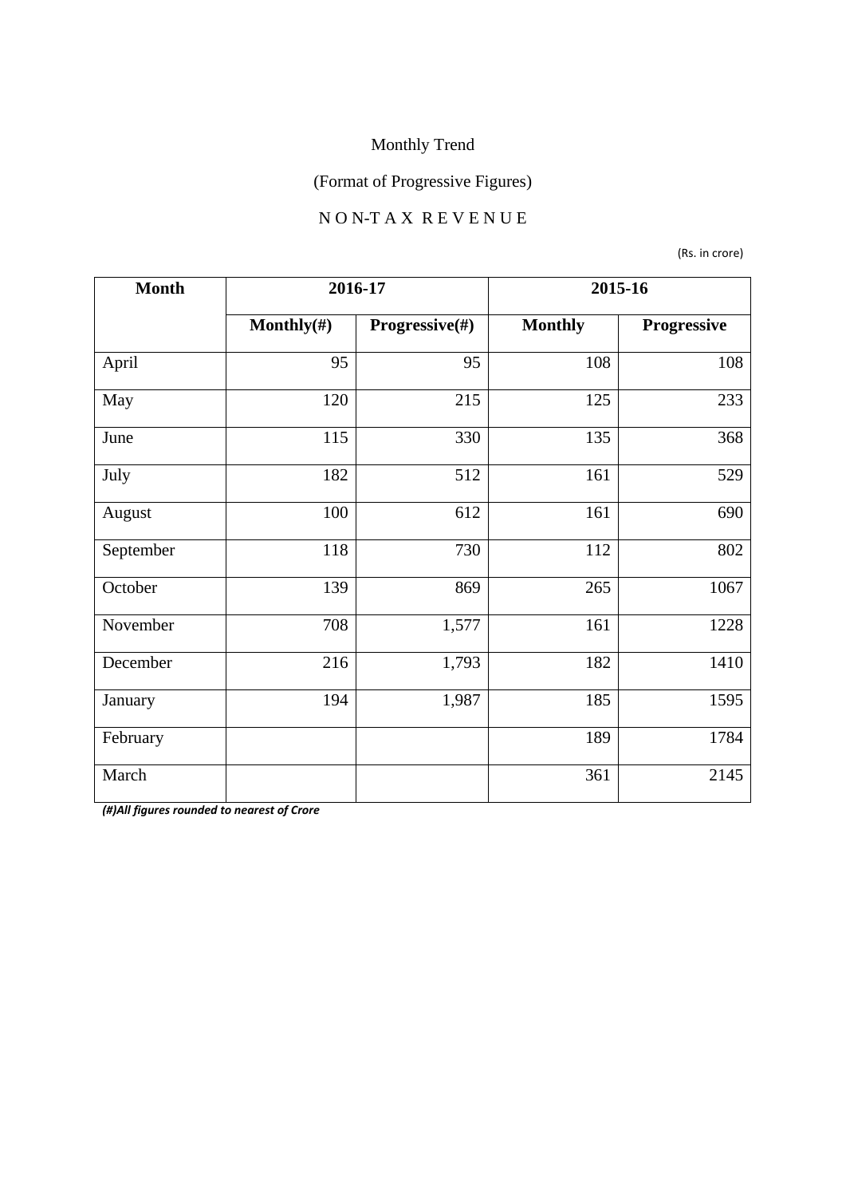Monthly Trend

(Format of Progressive Figures)

N O N-T A X R E V E N U E

(Rs. in crore)

| Month | 2016-17 | | 2015-16 | |
|---|---|---|---|---|
| | Monthly(#) | Progressive(#) | Monthly | Progressive |
| April | 95 | 95 | 108 | 108 |
| May | 120 | 215 | 125 | 233 |
| June | 115 | 330 | 135 | 368 |
| July | 182 | 512 | 161 | 529 |
| August | 100 | 612 | 161 | 690 |
| September | 118 | 730 | 112 | 802 |
| October | 139 | 869 | 265 | 1067 |
| November | 708 | 1,577 | 161 | 1228 |
| December | 216 | 1,793 | 182 | 1410 |
| January | 194 | 1,987 | 185 | 1595 |
| February | | | 189 | 1784 |
| March | | | 361 | 2145 |

***(#)All figures rounded to nearest of Crore***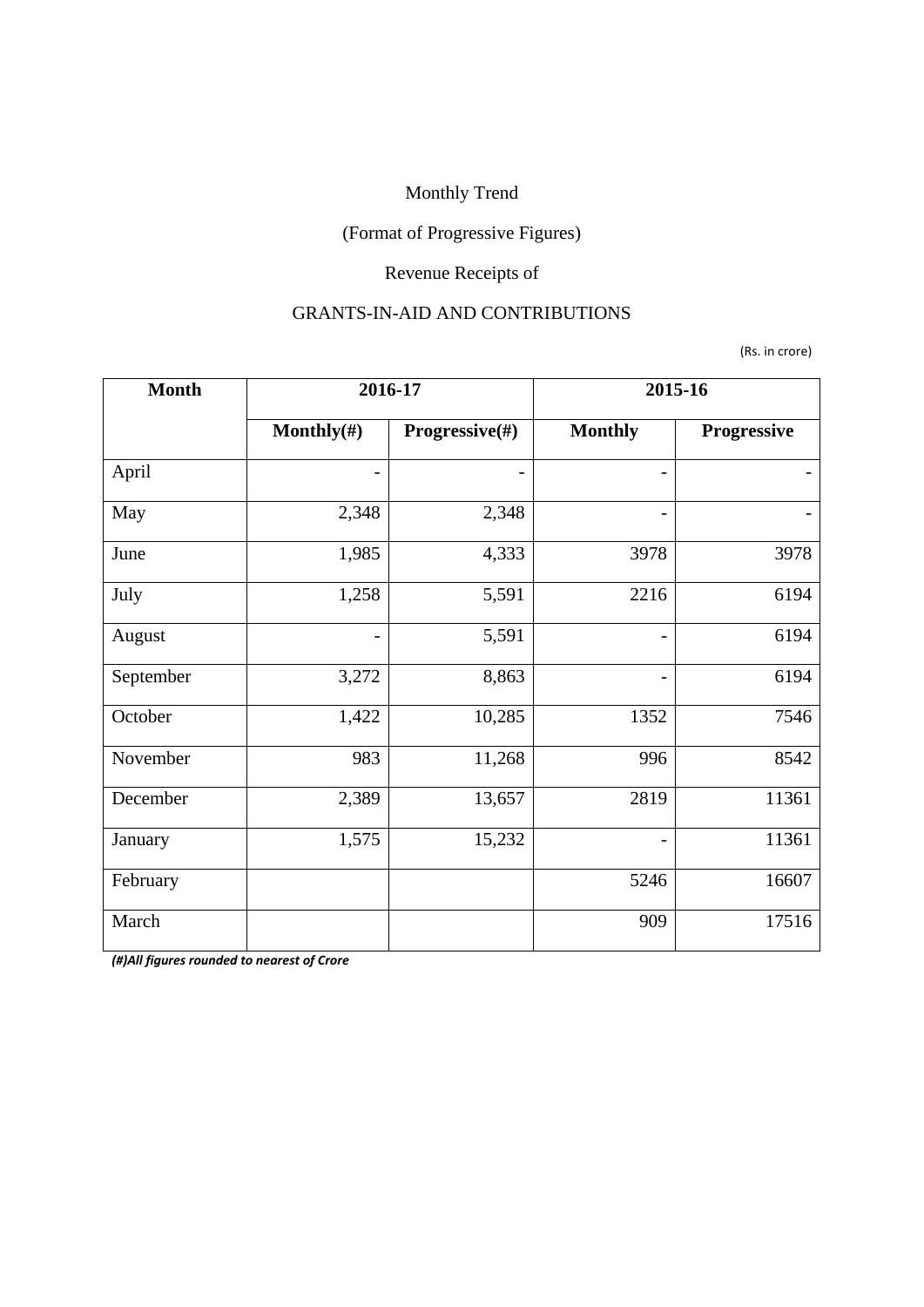Monthly Trend

(Format of Progressive Figures)

Revenue Receipts of

GRANTS-IN-AID AND CONTRIBUTIONS

(Rs. in crore)

| Month | 2016-17 | | 2015-16 | |
|---|---|---|---|---|
| | Monthly(#) | Progressive(#) | Monthly | Progressive |
| April | - | - | - | - |
| May | 2,348 | 2,348 | - | - |
| June | 1,985 | 4,333 | 3978 | 3978 |
| July | 1,258 | 5,591 | 2216 | 6194 |
| August | - | 5,591 | - | 6194 |
| September | 3,272 | 8,863 | - | 6194 |
| October | 1,422 | 10,285 | 1352 | 7546 |
| November | 983 | 11,268 | 996 | 8542 |
| December | 2,389 | 13,657 | 2819 | 11361 |
| January | 1,575 | 15,232 | - | 11361 |
| February | | | 5246 | 16607 |
| March | | | 909 | 17516 |

***(#)All figures rounded to nearest of Crore***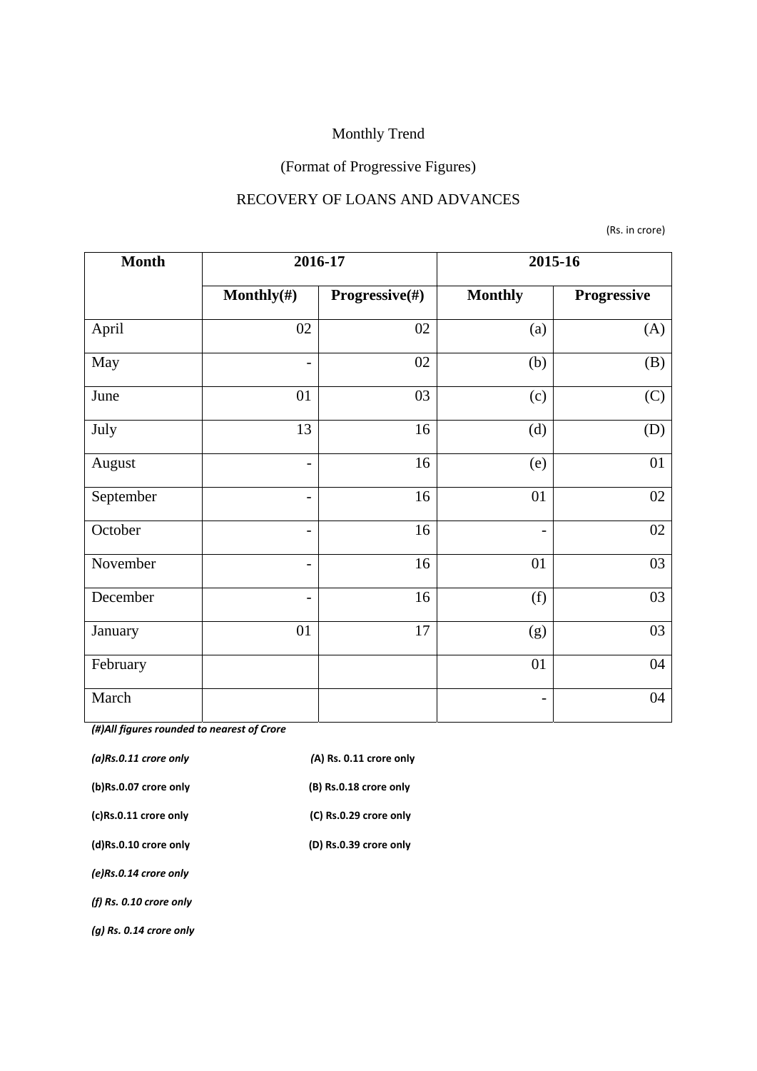Monthly Trend

(Format of Progressive Figures)

RECOVERY OF LOANS AND ADVANCES

(Rs. in crore)

| Month | 2016-17 | | 2015-16 | |
|---|---|---|---|---|
| | Monthly(#) | Progressive(#) | Monthly | Progressive |
| April | 02 | 02 | (a) | (A) |
| May | - | 02 | (b) | (B) |
| June | 01 | 03 | (c) | (C) |
| July | 13 | 16 | (d) | (D) |
| August | - | 16 | (e) | 01 |
| September | - | 16 | 01 | 02 |
| October | - | 16 | - | 02 |
| November | - | 16 | 01 | 03 |
| December | - | 16 | (f) | 03 |
| January | 01 | 17 | (g) | 03 |
| February | | | 01 | 04 |
| March | | | - | 04 |

***(#)All figures rounded to nearest of Crore***

***(a)Rs.0.11 crore only*** **(A) Rs. 0.11 crore only**

**(b)Rs.0.07 crore only** **(B) Rs.0.18 crore only**

**(c)Rs.0.11 crore only** **(C) Rs.0.29 crore only**

**(d)Rs.0.10 crore only** **(D) Rs.0.39 crore only**

***(e)Rs.0.14 crore only***

***(f) Rs. 0.10 crore only***

***(g) Rs. 0.14 crore only***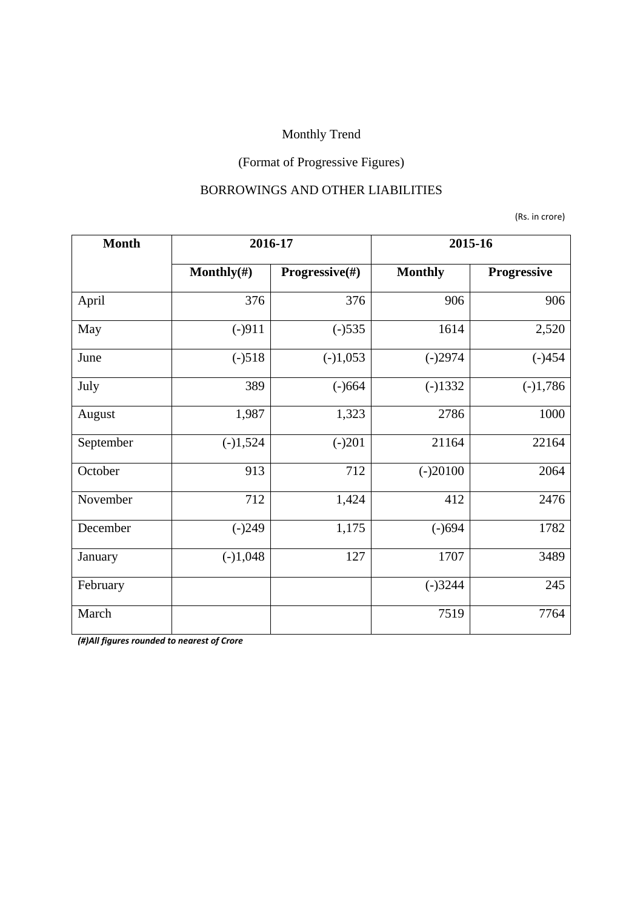Monthly Trend

(Format of Progressive Figures)

BORROWINGS AND OTHER LIABILITIES

(Rs. in crore)

| Month | 2016-17 | | 2015-16 | |
|---|---|---|---|---|
| | Monthly(#) | Progressive(#) | Monthly | Progressive |
| April | 376 | 376 | 906 | 906 |
| May | (-)911 | (-)535 | 1614 | 2,520 |
| June | (-)518 | (-)1,053 | (-)2974 | (-)454 |
| July | 389 | (-)664 | (-)1332 | (-)1,786 |
| August | 1,987 | 1,323 | 2786 | 1000 |
| September | (-)1,524 | (-)201 | 21164 | 22164 |
| October | 913 | 712 | (-)20100 | 2064 |
| November | 712 | 1,424 | 412 | 2476 |
| December | (-)249 | 1,175 | (-)694 | 1782 |
| January | (-)1,048 | 127 | 1707 | 3489 |
| February | | | (-)3244 | 245 |
| March | | | 7519 | 7764 |

***(#)All figures rounded to nearest of Crore***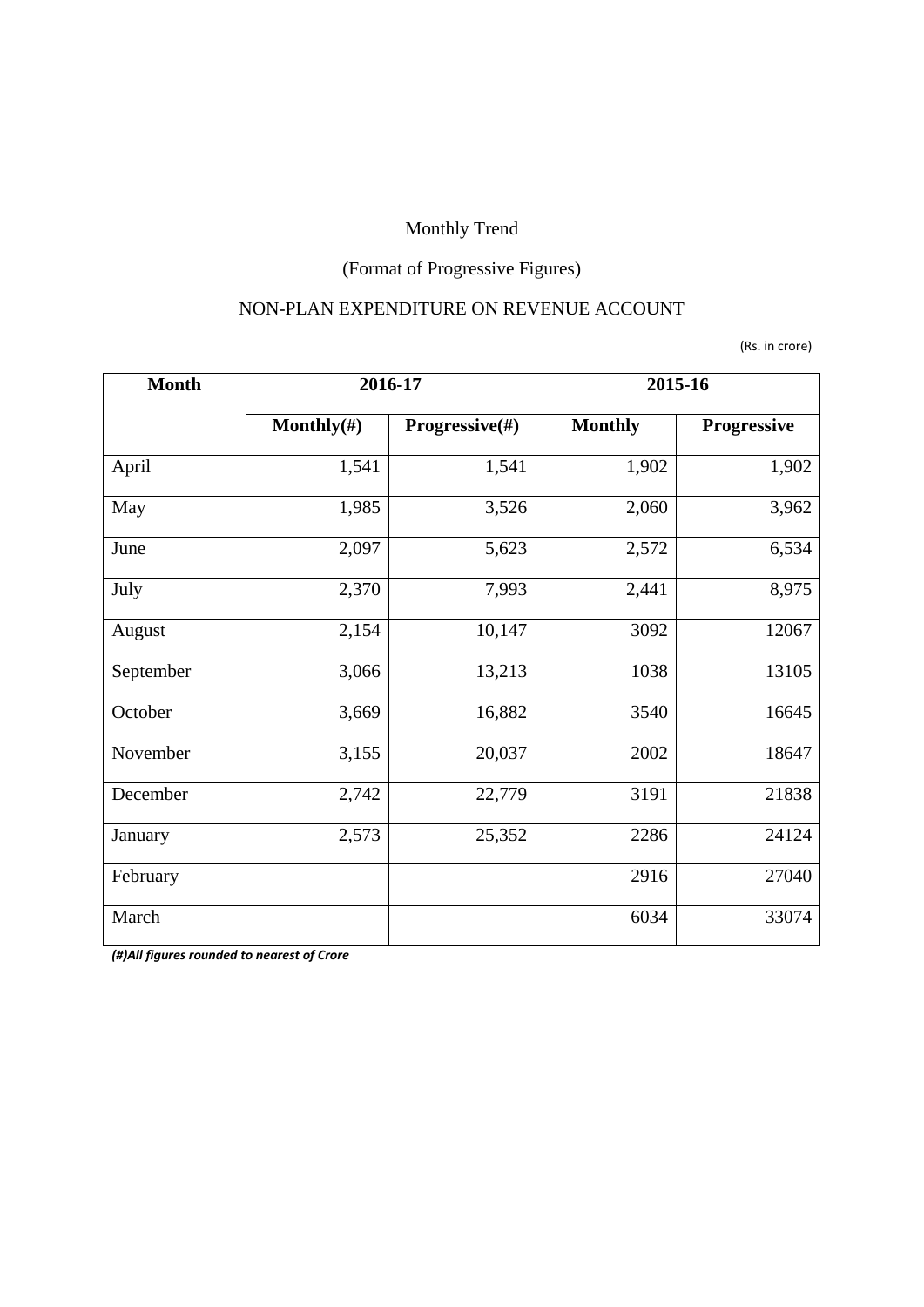Monthly Trend

(Format of Progressive Figures)

NON-PLAN EXPENDITURE ON REVENUE ACCOUNT

(Rs. in crore)

| Month | 2016-17 | | 2015-16 | |
|---|---|---|---|---|
| | Monthly(#) | Progressive(#) | Monthly | Progressive |
| April | 1,541 | 1,541 | 1,902 | 1,902 |
| May | 1,985 | 3,526 | 2,060 | 3,962 |
| June | 2,097 | 5,623 | 2,572 | 6,534 |
| July | 2,370 | 7,993 | 2,441 | 8,975 |
| August | 2,154 | 10,147 | 3092 | 12067 |
| September | 3,066 | 13,213 | 1038 | 13105 |
| October | 3,669 | 16,882 | 3540 | 16645 |
| November | 3,155 | 20,037 | 2002 | 18647 |
| December | 2,742 | 22,779 | 3191 | 21838 |
| January | 2,573 | 25,352 | 2286 | 24124 |
| February | | | 2916 | 27040 |
| March | | | 6034 | 33074 |

***(#)All figures rounded to nearest of Crore***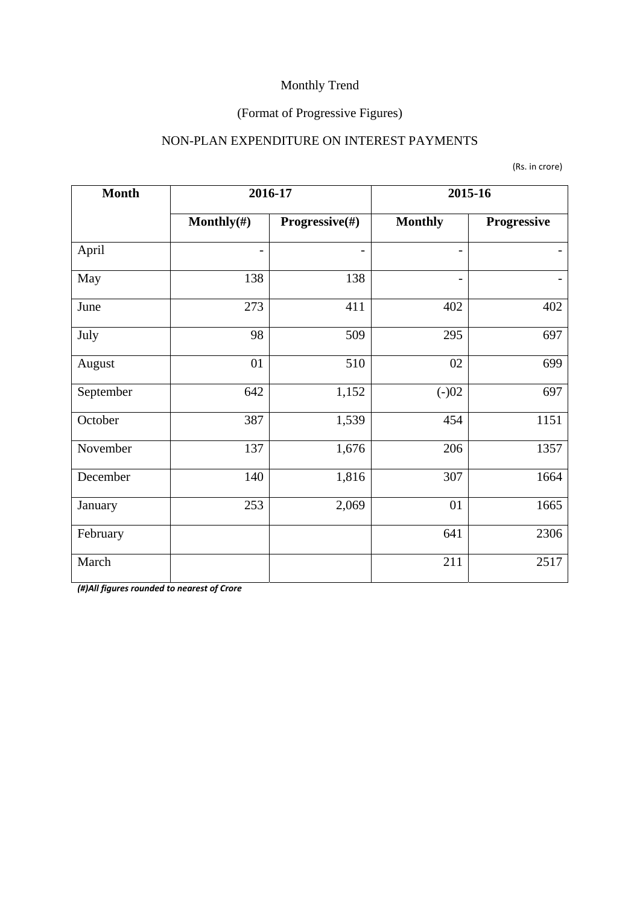Monthly Trend

(Format of Progressive Figures)

NON-PLAN EXPENDITURE ON INTEREST PAYMENTS

(Rs. in crore)

| Month | 2016-17 | | 2015-16 | |
|---|---|---|---|---|
| | Monthly(#) | Progressive(#) | Monthly | Progressive |
| April | - | - | - | - |
| May | 138 | 138 | - | - |
| June | 273 | 411 | 402 | 402 |
| July | 98 | 509 | 295 | 697 |
| August | 01 | 510 | 02 | 699 |
| September | 642 | 1,152 | (-)02 | 697 |
| October | 387 | 1,539 | 454 | 1151 |
| November | 137 | 1,676 | 206 | 1357 |
| December | 140 | 1,816 | 307 | 1664 |
| January | 253 | 2,069 | 01 | 1665 |
| February | | | 641 | 2306 |
| March | | | 211 | 2517 |

***(#)All figures rounded to nearest of Crore***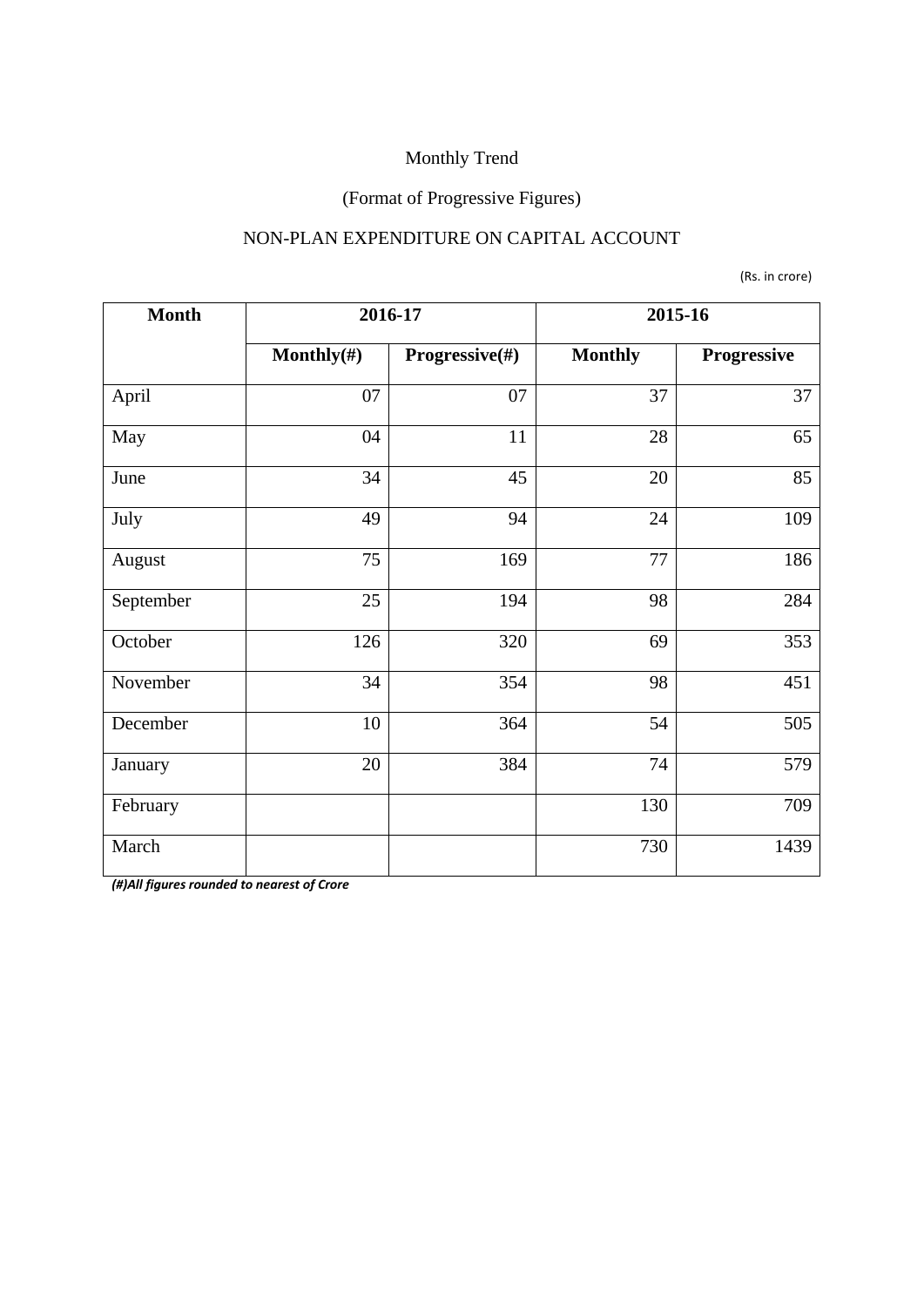Monthly Trend

(Format of Progressive Figures)

NON-PLAN EXPENDITURE ON CAPITAL ACCOUNT

(Rs. in crore)

| Month | 2016-17 | | 2015-16 | |
|---|---|---|---|---|
| | **Monthly(#)** | **Progressive(#)** | **Monthly** | **Progressive** |
| April | 07 | 07 | 37 | 37 |
| May | 04 | 11 | 28 | 65 |
| June | 34 | 45 | 20 | 85 |
| July | 49 | 94 | 24 | 109 |
| August | 75 | 169 | 77 | 186 |
| September | 25 | 194 | 98 | 284 |
| October | 126 | 320 | 69 | 353 |
| November | 34 | 354 | 98 | 451 |
| December | 10 | 364 | 54 | 505 |
| January | 20 | 384 | 74 | 579 |
| February | | | 130 | 709 |
| March | | | 730 | 1439 |

***(#)All figures rounded to nearest of Crore***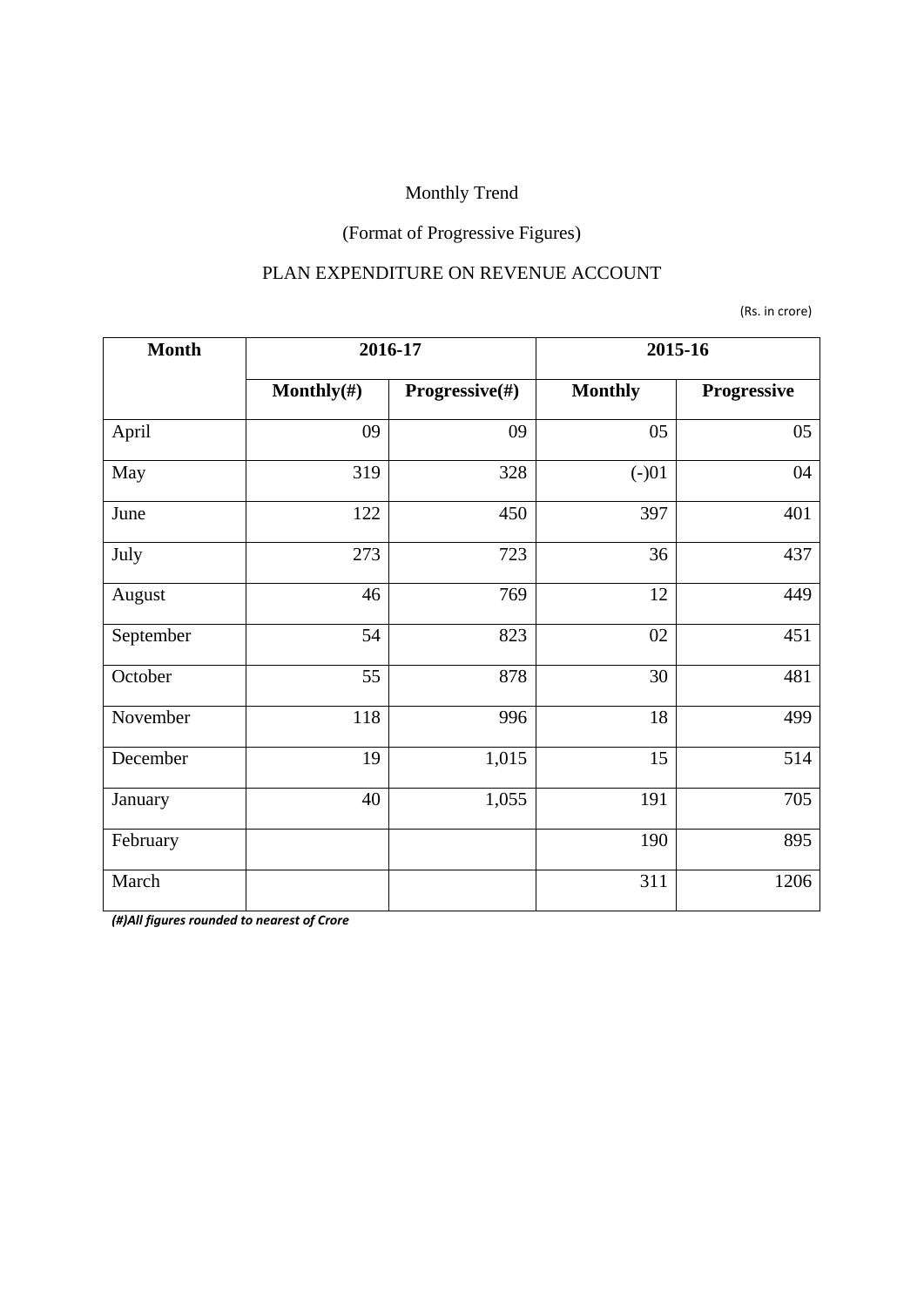Monthly Trend

(Format of Progressive Figures)

PLAN EXPENDITURE ON REVENUE ACCOUNT

(Rs. in crore)

| Month | 2016-17 | | 2015-16 | |
|---|---|---|---|---|
| | Monthly(#) | Progressive(#) | Monthly | Progressive |
| April | 09 | 09 | 05 | 05 |
| May | 319 | 328 | (-)01 | 04 |
| June | 122 | 450 | 397 | 401 |
| July | 273 | 723 | 36 | 437 |
| August | 46 | 769 | 12 | 449 |
| September | 54 | 823 | 02 | 451 |
| October | 55 | 878 | 30 | 481 |
| November | 118 | 996 | 18 | 499 |
| December | 19 | 1,015 | 15 | 514 |
| January | 40 | 1,055 | 191 | 705 |
| February | | | 190 | 895 |
| March | | | 311 | 1206 |

***(#)All figures rounded to nearest of Crore***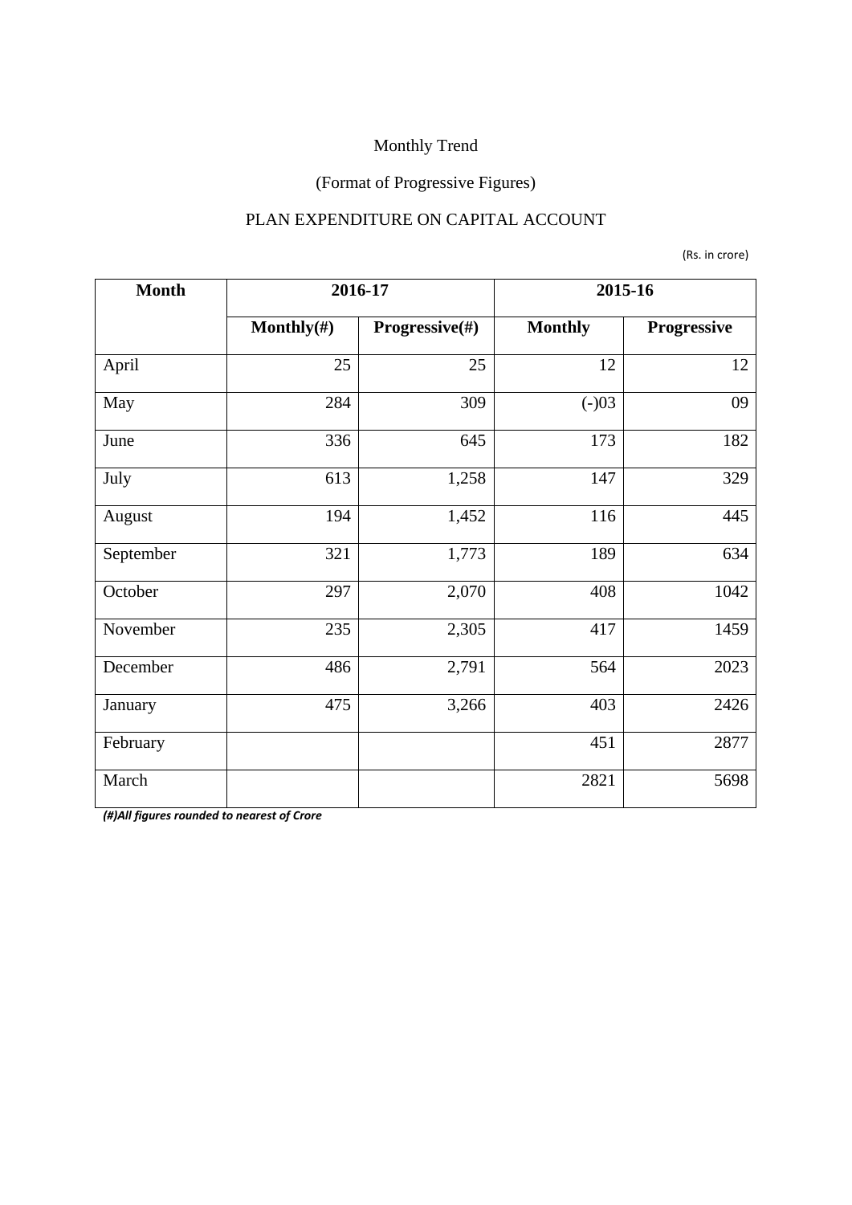Monthly Trend

(Format of Progressive Figures)

PLAN EXPENDITURE ON CAPITAL ACCOUNT

(Rs. in crore)

| Month | 2016-17 | | 2015-16 | |
|---|---|---|---|---|
| | **Monthly(#)** | **Progressive(#)** | **Monthly** | **Progressive** |
| April | 25 | 25 | 12 | 12 |
| May | 284 | 309 | (-)03 | 09 |
| June | 336 | 645 | 173 | 182 |
| July | 613 | 1,258 | 147 | 329 |
| August | 194 | 1,452 | 116 | 445 |
| September | 321 | 1,773 | 189 | 634 |
| October | 297 | 2,070 | 408 | 1042 |
| November | 235 | 2,305 | 417 | 1459 |
| December | 486 | 2,791 | 564 | 2023 |
| January | 475 | 3,266 | 403 | 2426 |
| February | | | 451 | 2877 |
| March | | | 2821 | 5698 |

***(#)All figures rounded to nearest of Crore***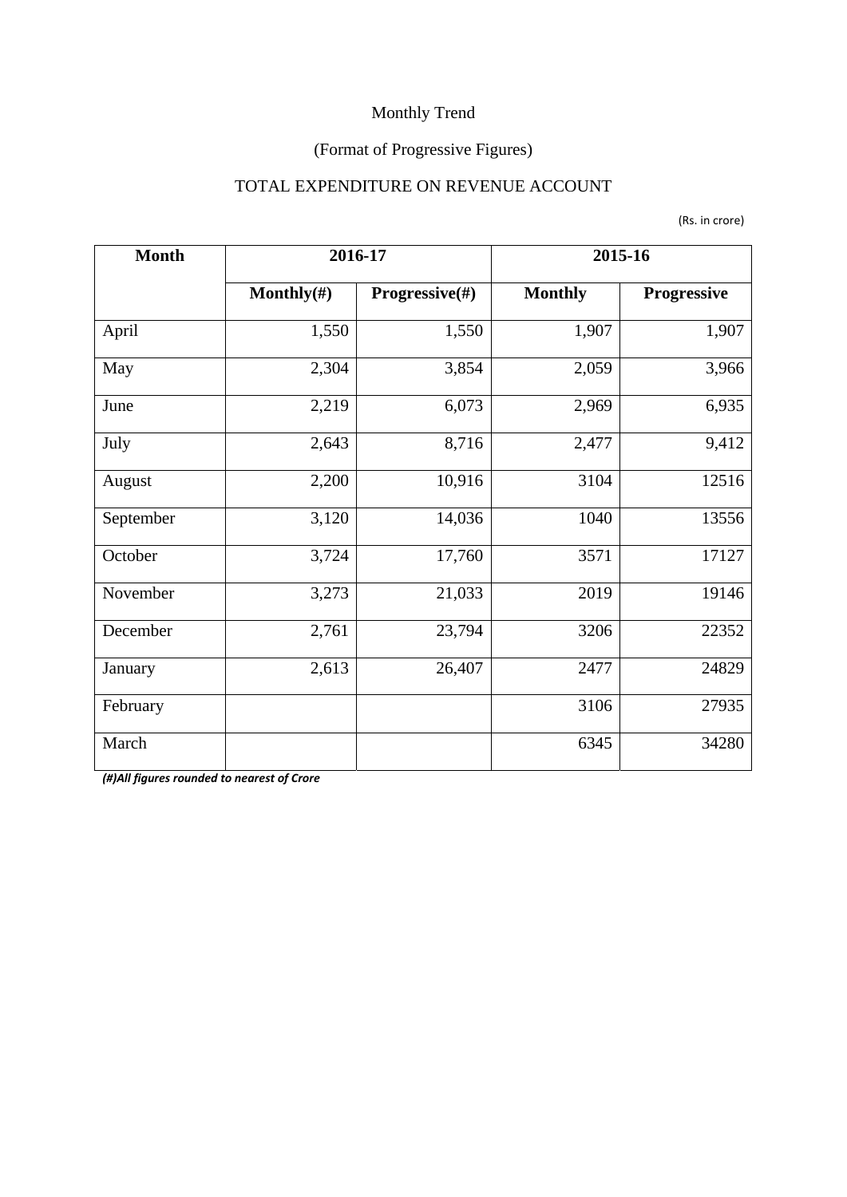Monthly Trend

(Format of Progressive Figures)

TOTAL EXPENDITURE ON REVENUE ACCOUNT

(Rs. in crore)

| Month | 2016-17 | | 2015-16 | |
|---|---|---|---|---|
| | Monthly(#) | Progressive(#) | Monthly | Progressive |
| April | 1,550 | 1,550 | 1,907 | 1,907 |
| May | 2,304 | 3,854 | 2,059 | 3,966 |
| June | 2,219 | 6,073 | 2,969 | 6,935 |
| July | 2,643 | 8,716 | 2,477 | 9,412 |
| August | 2,200 | 10,916 | 3104 | 12516 |
| September | 3,120 | 14,036 | 1040 | 13556 |
| October | 3,724 | 17,760 | 3571 | 17127 |
| November | 3,273 | 21,033 | 2019 | 19146 |
| December | 2,761 | 23,794 | 3206 | 22352 |
| January | 2,613 | 26,407 | 2477 | 24829 |
| February | | | 3106 | 27935 |
| March | | | 6345 | 34280 |

***(#)All figures rounded to nearest of Crore***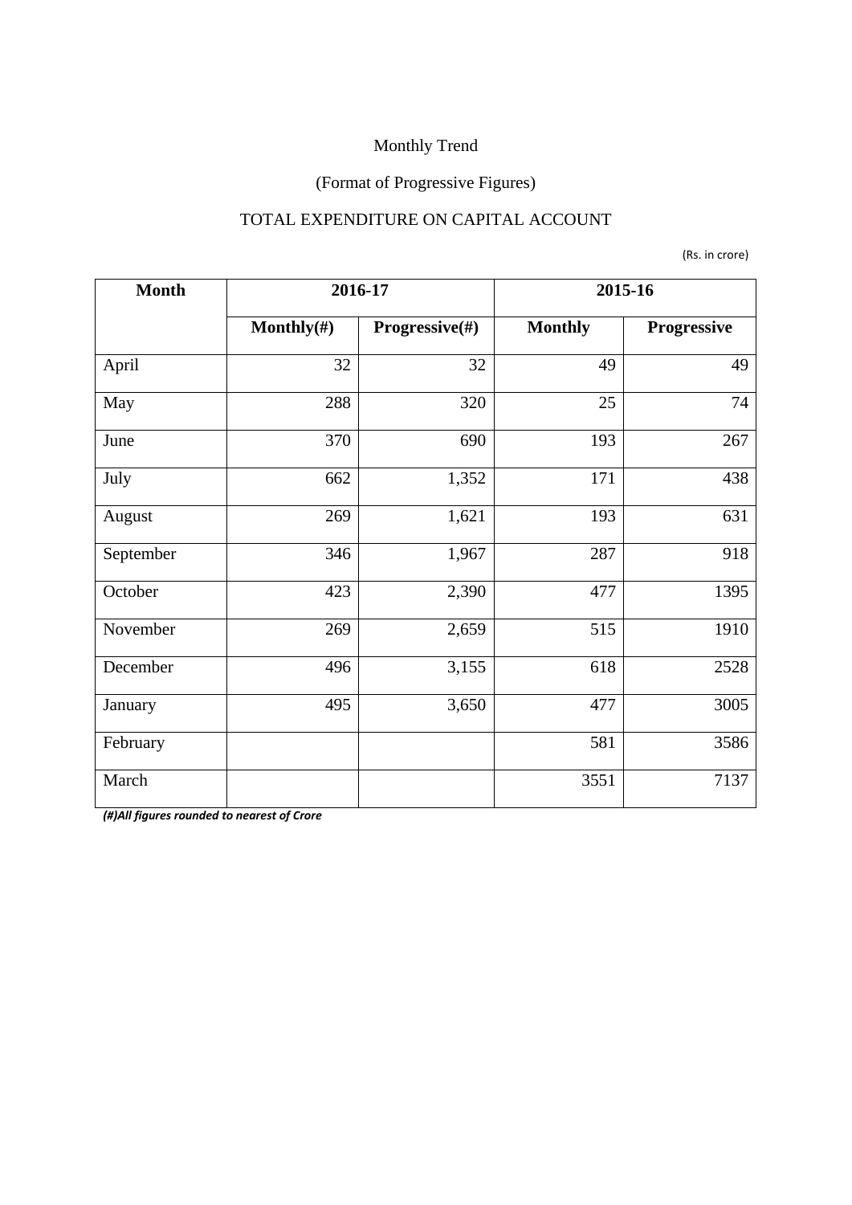Monthly Trend

(Format of Progressive Figures)

TOTAL EXPENDITURE ON CAPITAL ACCOUNT

(Rs. in crore)

| Month | 2016-17 | | 2015-16 | |
|---|---|---|---|---|
| | Monthly(#) | Progressive(#) | Monthly | Progressive |
| April | 32 | 32 | 49 | 49 |
| May | 288 | 320 | 25 | 74 |
| June | 370 | 690 | 193 | 267 |
| July | 662 | 1,352 | 171 | 438 |
| August | 269 | 1,621 | 193 | 631 |
| September | 346 | 1,967 | 287 | 918 |
| October | 423 | 2,390 | 477 | 1395 |
| November | 269 | 2,659 | 515 | 1910 |
| December | 496 | 3,155 | 618 | 2528 |
| January | 495 | 3,650 | 477 | 3005 |
| February | | | 581 | 3586 |
| March | | | 3551 | 7137 |

***(#)All figures rounded to nearest of Crore***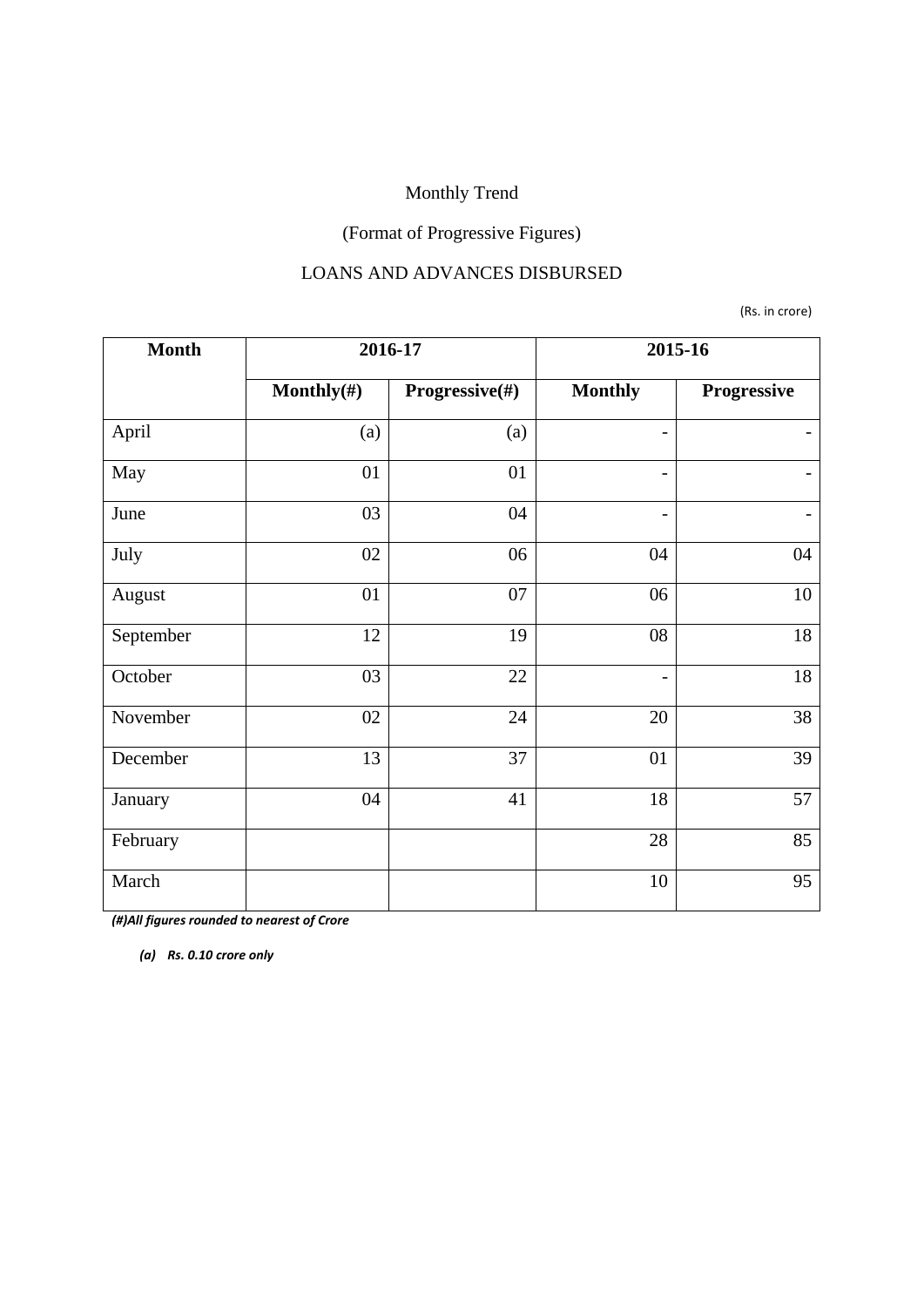Monthly Trend

(Format of Progressive Figures)

LOANS AND ADVANCES DISBURSED

(Rs. in crore)

| Month | 2016-17 | | 2015-16 | |
|---|---|---|---|---|
| | Monthly(#) | Progressive(#) | Monthly | Progressive |
| April | (a) | (a) | - | - |
| May | 01 | 01 | - | - |
| June | 03 | 04 | - | - |
| July | 02 | 06 | 04 | 04 |
| August | 01 | 07 | 06 | 10 |
| September | 12 | 19 | 08 | 18 |
| October | 03 | 22 | - | 18 |
| November | 02 | 24 | 20 | 38 |
| December | 13 | 37 | 01 | 39 |
| January | 04 | 41 | 18 | 57 |
| February | | | 28 | 85 |
| March | | | 10 | 95 |

***(#)All figures rounded to nearest of Crore***

***(a) Rs. 0.10 crore only***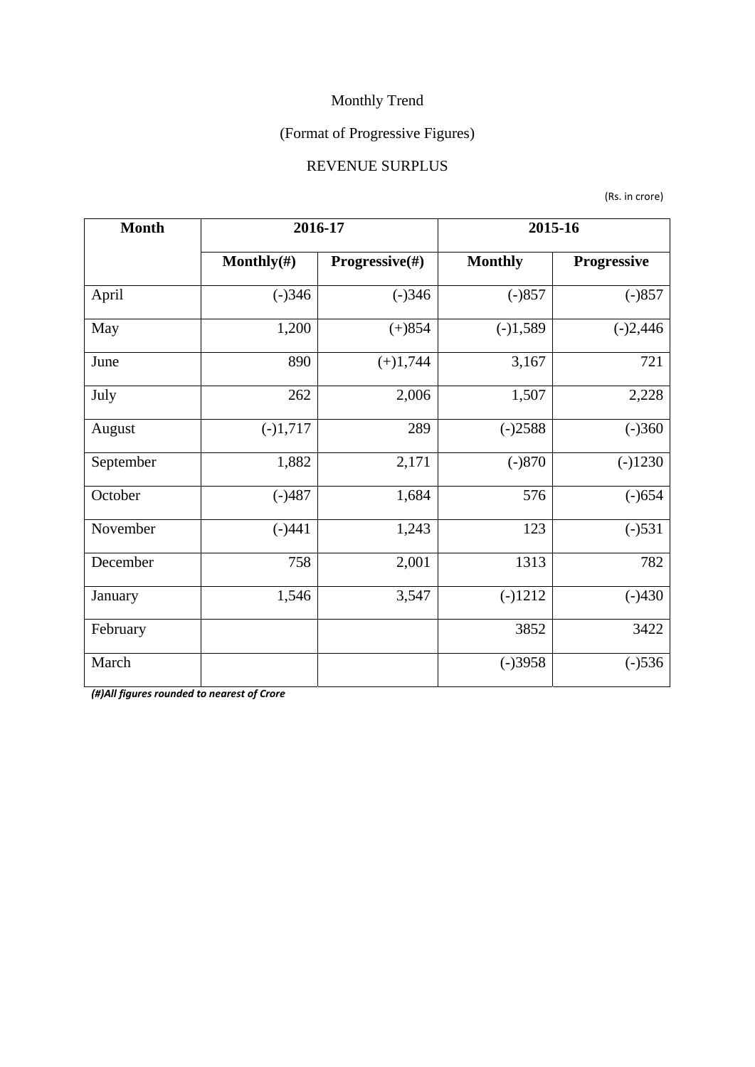Monthly Trend

(Format of Progressive Figures)

REVENUE SURPLUS

(Rs. in crore)

| Month | 2016-17 | | 2015-16 | |
|---|---|---|---|---|
| | Monthly(#) | Progressive(#) | Monthly | Progressive |
| April | (-)346 | (-)346 | (-)857 | (-)857 |
| May | 1,200 | (+)854 | (-)1,589 | (-)2,446 |
| June | 890 | (+)1,744 | 3,167 | 721 |
| July | 262 | 2,006 | 1,507 | 2,228 |
| August | (-)1,717 | 289 | (-)2588 | (-)360 |
| September | 1,882 | 2,171 | (-)870 | (-)1230 |
| October | (-)487 | 1,684 | 576 | (-)654 |
| November | (-)441 | 1,243 | 123 | (-)531 |
| December | 758 | 2,001 | 1313 | 782 |
| January | 1,546 | 3,547 | (-)1212 | (-)430 |
| February | | | 3852 | 3422 |
| March | | | (-)3958 | (-)536 |

***(#)All figures rounded to nearest of Crore***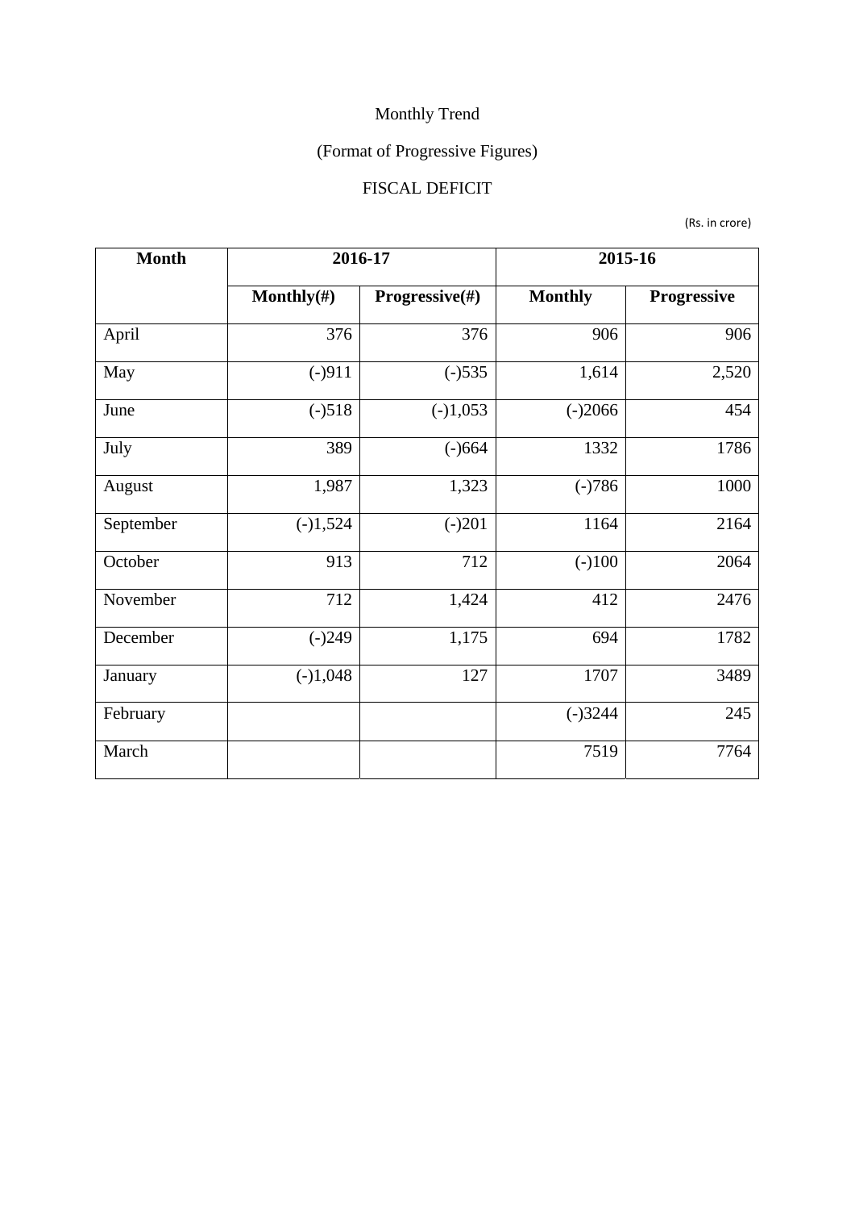Monthly Trend

(Format of Progressive Figures)

FISCAL DEFICIT

(Rs. in crore)

| Month | 2016-17 | | 2015-16 | |
|---|---|---|---|---|
| | Monthly(#) | Progressive(#) | Monthly | Progressive |
| April | 376 | 376 | 906 | 906 |
| May | (-)911 | (-)535 | 1,614 | 2,520 |
| June | (-)518 | (-)1,053 | (-)2066 | 454 |
| July | 389 | (-)664 | 1332 | 1786 |
| August | 1,987 | 1,323 | (-)786 | 1000 |
| September | (-)1,524 | (-)201 | 1164 | 2164 |
| October | 913 | 712 | (-)100 | 2064 |
| November | 712 | 1,424 | 412 | 2476 |
| December | (-)249 | 1,175 | 694 | 1782 |
| January | (-)1,048 | 127 | 1707 | 3489 |
| February | | | (-)3244 | 245 |
| March | | | 7519 | 7764 |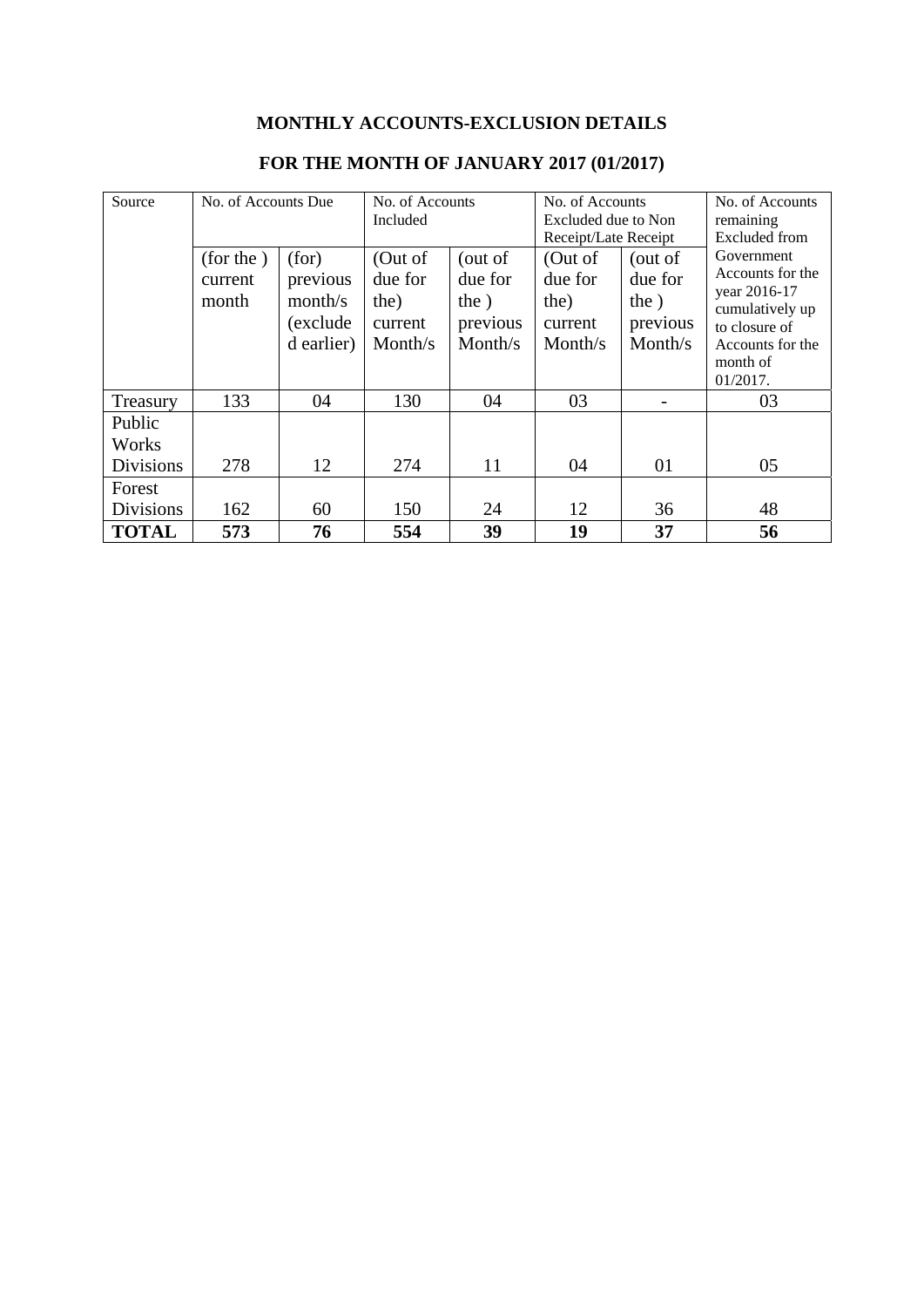**MONTHLY ACCOUNTS-EXCLUSION DETAILS**

**FOR THE MONTH OF JANUARY 2017 (01/2017)**

| Source | No. of Accounts Due | | No. of Accounts Included | | No. of Accounts Excluded due to Non Receipt/Late Receipt | | No. of Accounts remaining Excluded from Government Accounts for the year 2016-17 cumulatively up to closure of Accounts for the month of 01/2017. |
|---|---|---|---|---|---|---|---|
| | (for the ) current month | (for) previous month/s (excluded earlier) | (Out of due for the) current Month/s | (out of due for the ) previous Month/s | (Out of due for the) current Month/s | (out of due for the ) previous Month/s | |
| Treasury | 133 | 04 | 130 | 04 | 03 | - | 03 |
| Public Works Divisions | 278 | 12 | 274 | 11 | 04 | 01 | 05 |
| Forest Divisions | 162 | 60 | 150 | 24 | 12 | 36 | 48 |
| **TOTAL** | **573** | **76** | **554** | **39** | **19** | **37** | **56** |